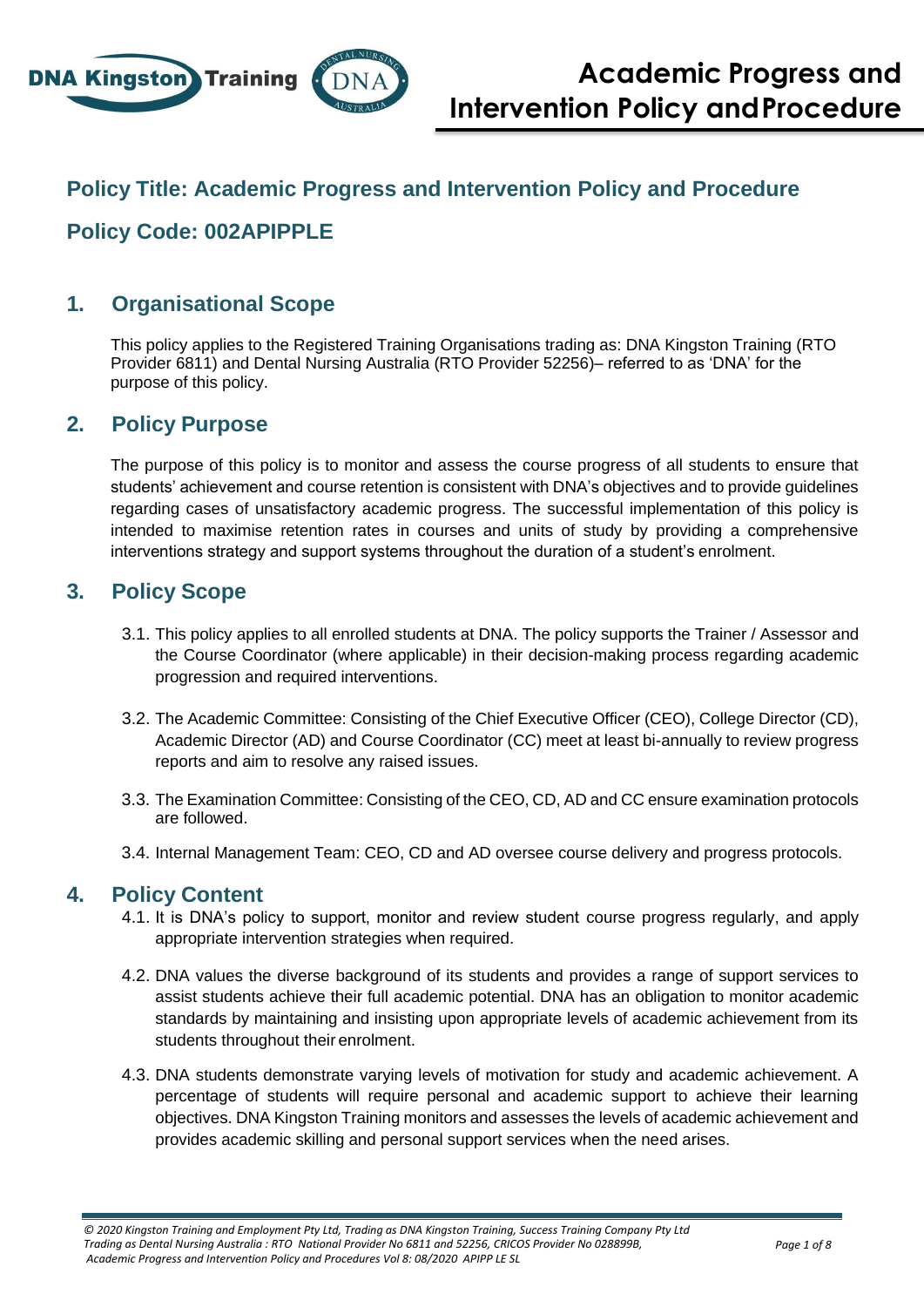# Academic Progress and Intervention Policy and Procedure

## Policy Title: Academic Progress and Intervention Policy and Procedure

## Policy Code: 002APIPPLE

## 1. Organisational Scope

This policy applies to the Registered Training Organisations trading as: DNA Kingston Training (RTO Provider 6811) and Dental Nursing Australia (RTO Provider 52256)– referred to as 'DNA' for the purpose of this policy.

## 2. Policy Purpose

The purpose of this policy is to monitor and assess the course progress of all students to ensure that students' achievement and course retention is consistent with DNA's objectives and to provide guidelines regarding cases of unsatisfactory academic progress. The successful implementation of this policy is intended to maximise retention rates in courses and units of study by providing a comprehensive interventions strategy and support systems throughout the duration of a student's enrolment.

## 3. Policy Scope

3.1. This policy applies to all enrolled students at DNA. The policy supports the Trainer / Assessor and the Course Coordinator (where applicable) in their decision-making process regarding academic progression and required interventions.

3.2. The Academic Committee: Consisting of the Chief Executive Officer (CEO), College Director (CD), Academic Director (AD) and Course Coordinator (CC) meet at least bi-annually to review progress reports and aim to resolve any raised issues.

3.3. The Examination Committee: Consisting of the CEO, CD, AD and CC ensure examination protocols are followed.

3.4. Internal Management Team: CEO, CD and AD oversee course delivery and progress protocols.

## 4. Policy Content

4.1. It is DNA's policy to support, monitor and review student course progress regularly, and apply appropriate intervention strategies when required.

4.2. DNA values the diverse background of its students and provides a range of support services to assist students achieve their full academic potential. DNA has an obligation to monitor academic standards by maintaining and insisting upon appropriate levels of academic achievement from its students throughout their enrolment.

4.3. DNA students demonstrate varying levels of motivation for study and academic achievement. A percentage of students will require personal and academic support to achieve their learning objectives. DNA Kingston Training monitors and assesses the levels of academic achievement and provides academic skilling and personal support services when the need arises.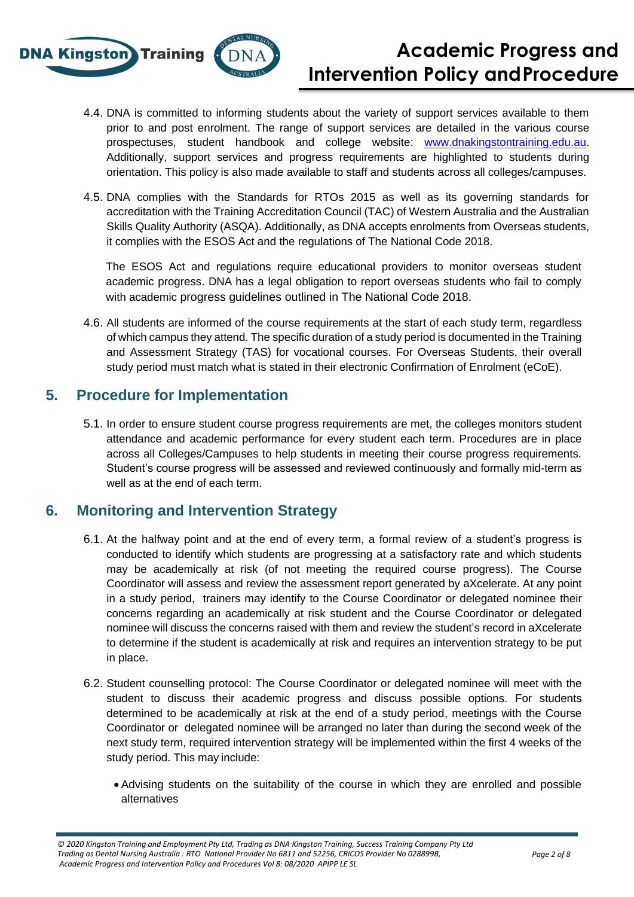4.4. DNA is committed to informing students about the variety of support services available to them prior to and post enrolment. The range of support services are detailed in the various course prospectuses, student handbook and college website: www.dnakingstontraining.edu.au. Additionally, support services and progress requirements are highlighted to students during orientation. This policy is also made available to staff and students across all colleges/campuses.

4.5. DNA complies with the Standards for RTOs 2015 as well as its governing standards for accreditation with the Training Accreditation Council (TAC) of Western Australia and the Australian Skills Quality Authority (ASQA). Additionally, as DNA accepts enrolments from Overseas students, it complies with the ESOS Act and the regulations of The National Code 2018.

The ESOS Act and regulations require educational providers to monitor overseas student academic progress. DNA has a legal obligation to report overseas students who fail to comply with academic progress guidelines outlined in The National Code 2018.

4.6. All students are informed of the course requirements at the start of each study term, regardless of which campus they attend. The specific duration of a study period is documented in the Training and Assessment Strategy (TAS) for vocational courses. For Overseas Students, their overall study period must match what is stated in their electronic Confirmation of Enrolment (eCoE).

## 5. Procedure for Implementation

5.1. In order to ensure student course progress requirements are met, the colleges monitors student attendance and academic performance for every student each term. Procedures are in place across all Colleges/Campuses to help students in meeting their course progress requirements. Student's course progress will be assessed and reviewed continuously and formally mid-term as well as at the end of each term.

## 6. Monitoring and Intervention Strategy

6.1. At the halfway point and at the end of every term, a formal review of a student's progress is conducted to identify which students are progressing at a satisfactory rate and which students may be academically at risk (of not meeting the required course progress). The Course Coordinator will assess and review the assessment report generated by aXcelerate. At any point in a study period, trainers may identify to the Course Coordinator or delegated nominee their concerns regarding an academically at risk student and the Course Coordinator or delegated nominee will discuss the concerns raised with them and review the student's record in aXcelerate to determine if the student is academically at risk and requires an intervention strategy to be put in place.

6.2. Student counselling protocol: The Course Coordinator or delegated nominee will meet with the student to discuss their academic progress and discuss possible options. For students determined to be academically at risk at the end of a study period, meetings with the Course Coordinator or delegated nominee will be arranged no later than during the second week of the next study term, required intervention strategy will be implemented within the first 4 weeks of the study period. This may include:

- Advising students on the suitability of the course in which they are enrolled and possible alternatives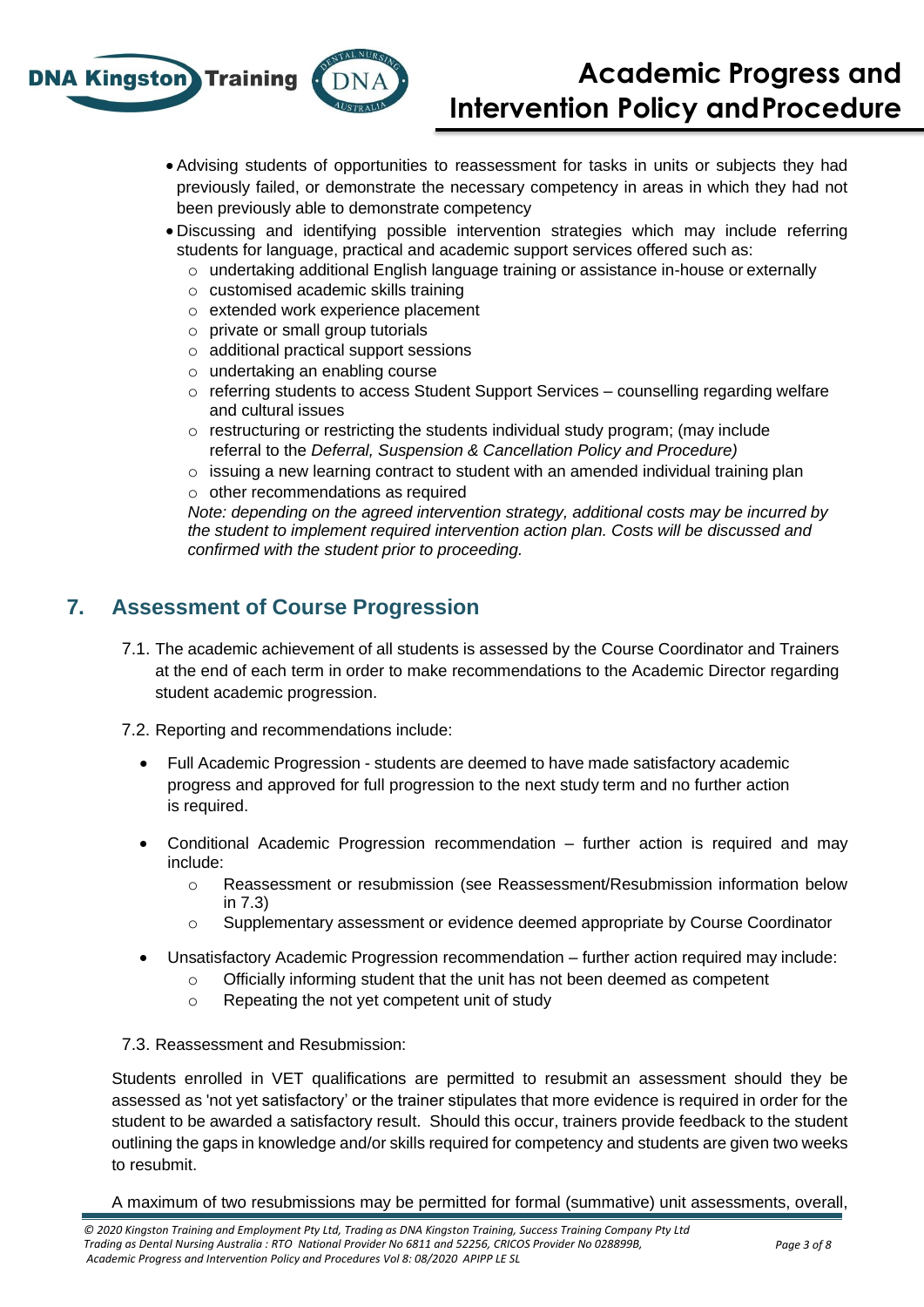- Advising students of opportunities to reassessment for tasks in units or subjects they had previously failed, or demonstrate the necessary competency in areas in which they had not been previously able to demonstrate competency
- Discussing and identifying possible intervention strategies which may include referring students for language, practical and academic support services offered such as:
    - undertaking additional English language training or assistance in-house or externally
    - customised academic skills training
    - extended work experience placement
    - private or small group tutorials
    - additional practical support sessions
    - undertaking an enabling course
    - referring students to access Student Support Services – counselling regarding welfare and cultural issues
    - restructuring or restricting the students individual study program; (may include referral to the *Deferral, Suspension & Cancellation Policy and Procedure)*
    - issuing a new learning contract to student with an amended individual training plan
    - other recommendations as required

  *Note: depending on the agreed intervention strategy, additional costs may be incurred by the student to implement required intervention action plan. Costs will be discussed and confirmed with the student prior to proceeding.*

## 7. Assessment of Course Progression

7.1. The academic achievement of all students is assessed by the Course Coordinator and Trainers at the end of each term in order to make recommendations to the Academic Director regarding student academic progression.

7.2. Reporting and recommendations include:

- Full Academic Progression - students are deemed to have made satisfactory academic progress and approved for full progression to the next study term and no further action is required.
- Conditional Academic Progression recommendation – further action is required and may include:
    - Reassessment or resubmission (see Reassessment/Resubmission information below in 7.3)
    - Supplementary assessment or evidence deemed appropriate by Course Coordinator
- Unsatisfactory Academic Progression recommendation – further action required may include:
    - Officially informing student that the unit has not been deemed as competent
    - Repeating the not yet competent unit of study

7.3. Reassessment and Resubmission:

Students enrolled in VET qualifications are permitted to resubmit an assessment should they be assessed as 'not yet satisfactory' or the trainer stipulates that more evidence is required in order for the student to be awarded a satisfactory result. Should this occur, trainers provide feedback to the student outlining the gaps in knowledge and/or skills required for competency and students are given two weeks to resubmit.

A maximum of two resubmissions may be permitted for formal (summative) unit assessments, overall,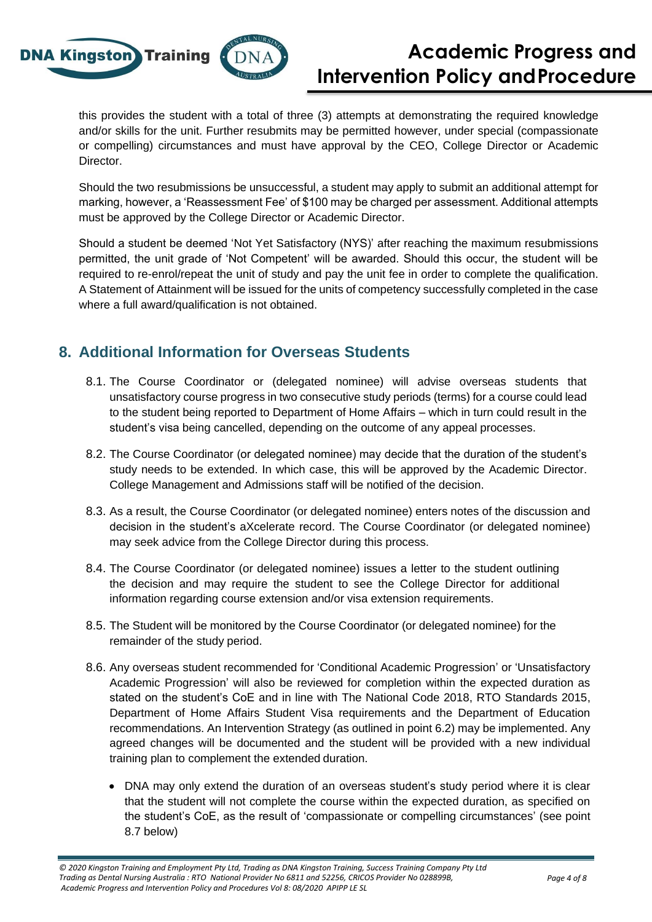this provides the student with a total of three (3) attempts at demonstrating the required knowledge and/or skills for the unit. Further resubmits may be permitted however, under special (compassionate or compelling) circumstances and must have approval by the CEO, College Director or Academic Director.

Should the two resubmissions be unsuccessful, a student may apply to submit an additional attempt for marking, however, a 'Reassessment Fee' of $100 may be charged per assessment. Additional attempts must be approved by the College Director or Academic Director.

Should a student be deemed 'Not Yet Satisfactory (NYS)' after reaching the maximum resubmissions permitted, the unit grade of 'Not Competent' will be awarded. Should this occur, the student will be required to re-enrol/repeat the unit of study and pay the unit fee in order to complete the qualification. A Statement of Attainment will be issued for the units of competency successfully completed in the case where a full award/qualification is not obtained.

## 8. Additional Information for Overseas Students

8.1. The Course Coordinator or (delegated nominee) will advise overseas students that unsatisfactory course progress in two consecutive study periods (terms) for a course could lead to the student being reported to Department of Home Affairs – which in turn could result in the student's visa being cancelled, depending on the outcome of any appeal processes.

8.2. The Course Coordinator (or delegated nominee) may decide that the duration of the student's study needs to be extended. In which case, this will be approved by the Academic Director. College Management and Admissions staff will be notified of the decision.

8.3. As a result, the Course Coordinator (or delegated nominee) enters notes of the discussion and decision in the student's aXcelerate record. The Course Coordinator (or delegated nominee) may seek advice from the College Director during this process.

8.4. The Course Coordinator (or delegated nominee) issues a letter to the student outlining the decision and may require the student to see the College Director for additional information regarding course extension and/or visa extension requirements.

8.5. The Student will be monitored by the Course Coordinator (or delegated nominee) for the remainder of the study period.

8.6. Any overseas student recommended for 'Conditional Academic Progression' or 'Unsatisfactory Academic Progression' will also be reviewed for completion within the expected duration as stated on the student's CoE and in line with The National Code 2018, RTO Standards 2015, Department of Home Affairs Student Visa requirements and the Department of Education recommendations. An Intervention Strategy (as outlined in point 6.2) may be implemented. Any agreed changes will be documented and the student will be provided with a new individual training plan to complement the extended duration.

- DNA may only extend the duration of an overseas student's study period where it is clear that the student will not complete the course within the expected duration, as specified on the student's CoE, as the result of 'compassionate or compelling circumstances' (see point 8.7 below)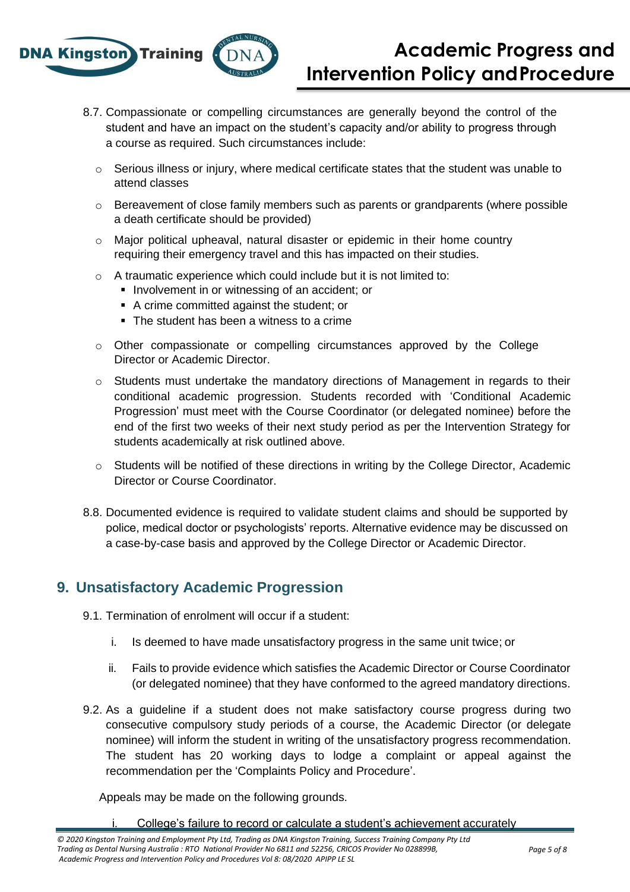8.7. Compassionate or compelling circumstances are generally beyond the control of the student and have an impact on the student's capacity and/or ability to progress through a course as required. Such circumstances include:

- Serious illness or injury, where medical certificate states that the student was unable to attend classes
- Bereavement of close family members such as parents or grandparents (where possible a death certificate should be provided)
- Major political upheaval, natural disaster or epidemic in their home country requiring their emergency travel and this has impacted on their studies.
- A traumatic experience which could include but it is not limited to:
  - Involvement in or witnessing of an accident; or
  - A crime committed against the student; or
  - The student has been a witness to a crime
- Other compassionate or compelling circumstances approved by the College Director or Academic Director.
- Students must undertake the mandatory directions of Management in regards to their conditional academic progression. Students recorded with 'Conditional Academic Progression' must meet with the Course Coordinator (or delegated nominee) before the end of the first two weeks of their next study period as per the Intervention Strategy for students academically at risk outlined above.
- Students will be notified of these directions in writing by the College Director, Academic Director or Course Coordinator.

8.8. Documented evidence is required to validate student claims and should be supported by police, medical doctor or psychologists' reports. Alternative evidence may be discussed on a case-by-case basis and approved by the College Director or Academic Director.

## 9. Unsatisfactory Academic Progression

9.1. Termination of enrolment will occur if a student:

i. Is deemed to have made unsatisfactory progress in the same unit twice; or

ii. Fails to provide evidence which satisfies the Academic Director or Course Coordinator (or delegated nominee) that they have conformed to the agreed mandatory directions.

9.2. As a guideline if a student does not make satisfactory course progress during two consecutive compulsory study periods of a course, the Academic Director (or delegate nominee) will inform the student in writing of the unsatisfactory progress recommendation. The student has 20 working days to lodge a complaint or appeal against the recommendation per the 'Complaints Policy and Procedure'.

Appeals may be made on the following grounds.

i. College's failure to record or calculate a student's achievement accurately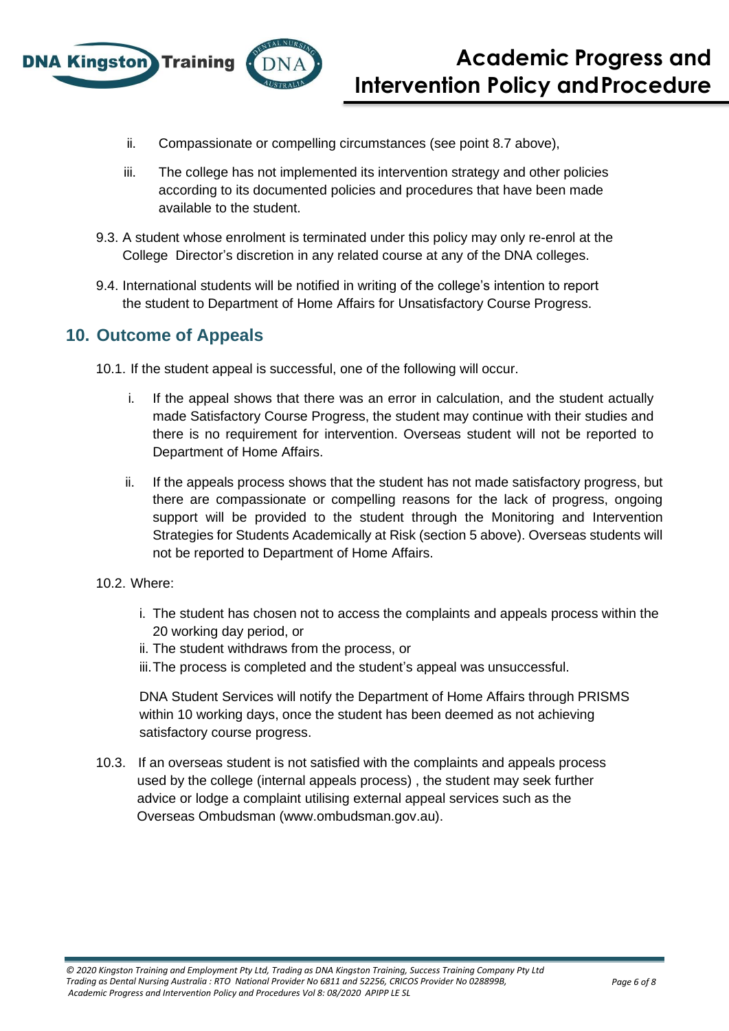ii. Compassionate or compelling circumstances (see point 8.7 above),

iii. The college has not implemented its intervention strategy and other policies according to its documented policies and procedures that have been made available to the student.

9.3. A student whose enrolment is terminated under this policy may only re-enrol at the College Director's discretion in any related course at any of the DNA colleges.

9.4. International students will be notified in writing of the college's intention to report the student to Department of Home Affairs for Unsatisfactory Course Progress.

## 10. Outcome of Appeals

10.1. If the student appeal is successful, one of the following will occur.

i. If the appeal shows that there was an error in calculation, and the student actually made Satisfactory Course Progress, the student may continue with their studies and there is no requirement for intervention. Overseas student will not be reported to Department of Home Affairs.

ii. If the appeals process shows that the student has not made satisfactory progress, but there are compassionate or compelling reasons for the lack of progress, ongoing support will be provided to the student through the Monitoring and Intervention Strategies for Students Academically at Risk (section 5 above). Overseas students will not be reported to Department of Home Affairs.

10.2. Where:

i. The student has chosen not to access the complaints and appeals process within the 20 working day period, or
ii. The student withdraws from the process, or
iii. The process is completed and the student's appeal was unsuccessful.

DNA Student Services will notify the Department of Home Affairs through PRISMS within 10 working days, once the student has been deemed as not achieving satisfactory course progress.

10.3. If an overseas student is not satisfied with the complaints and appeals process used by the college (internal appeals process) , the student may seek further advice or lodge a complaint utilising external appeal services such as the Overseas Ombudsman (www.ombudsman.gov.au).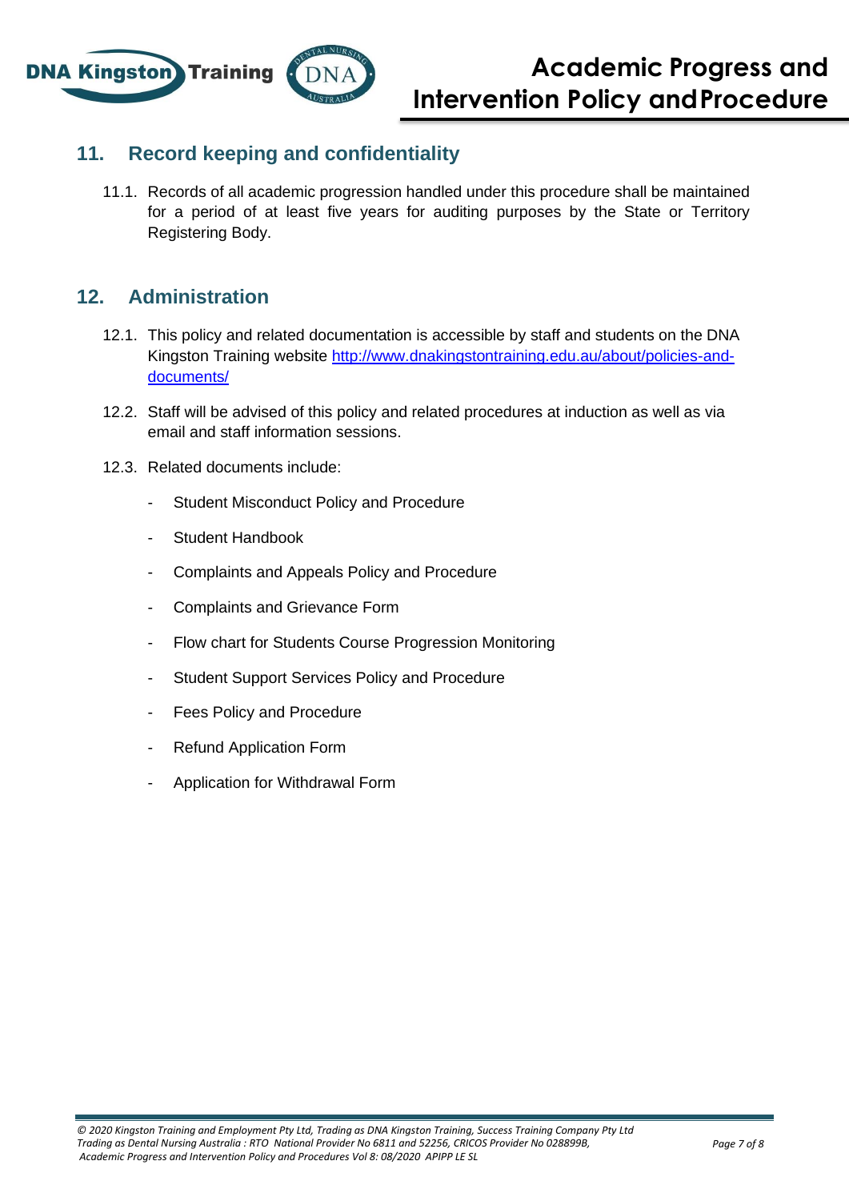## 11. Record keeping and confidentiality

11.1. Records of all academic progression handled under this procedure shall be maintained for a period of at least five years for auditing purposes by the State or Territory Registering Body.

## 12. Administration

12.1. This policy and related documentation is accessible by staff and students on the DNA Kingston Training website http://www.dnakingstontraining.edu.au/about/policies-and-documents/

12.2. Staff will be advised of this policy and related procedures at induction as well as via email and staff information sessions.

12.3. Related documents include:

- Student Misconduct Policy and Procedure
- Student Handbook
- Complaints and Appeals Policy and Procedure
- Complaints and Grievance Form
- Flow chart for Students Course Progression Monitoring
- Student Support Services Policy and Procedure
- Fees Policy and Procedure
- Refund Application Form
- Application for Withdrawal Form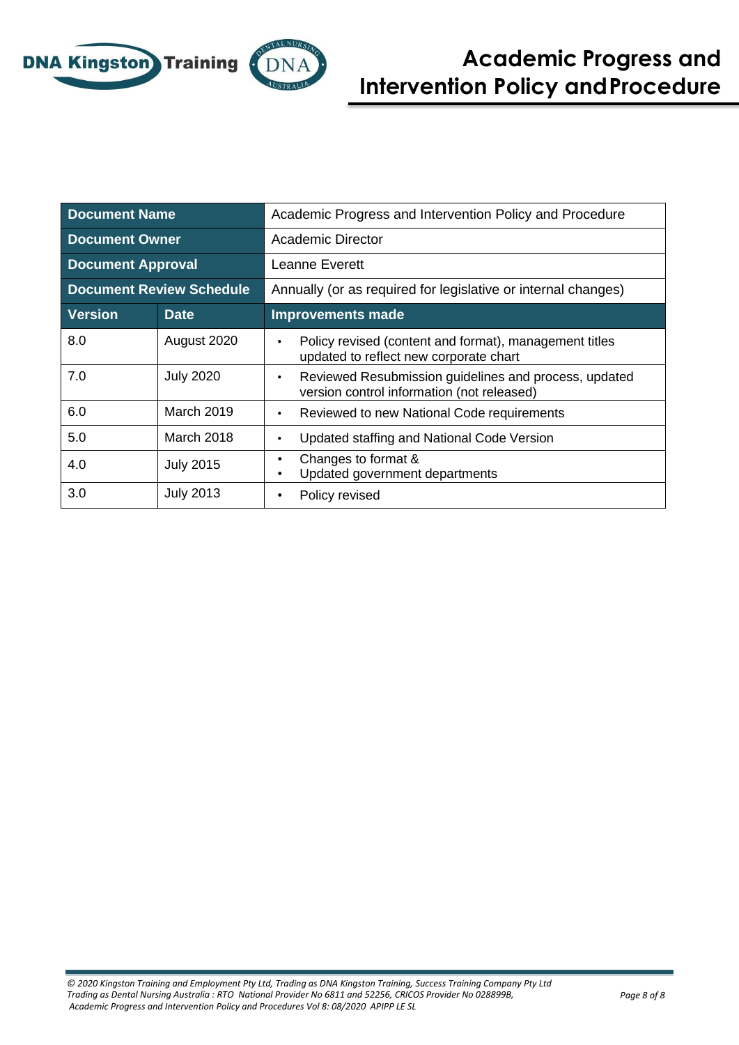| | | |
|---|---|---|
| **Document Name** | | Academic Progress and Intervention Policy and Procedure |
| **Document Owner** | | Academic Director |
| **Document Approval** | | Leanne Everett |
| **Document Review Schedule** | | Annually (or as required for legislative or internal changes) |
| **Version** | **Date** | **Improvements made** |
| 8.0 | August 2020 | • Policy revised (content and format), management titles updated to reflect new corporate chart |
| 7.0 | July 2020 | • Reviewed Resubmission guidelines and process, updated version control information (not released) |
| 6.0 | March 2019 | • Reviewed to new National Code requirements |
| 5.0 | March 2018 | • Updated staffing and National Code Version |
| 4.0 | July 2015 | • Changes to format & <br> • Updated government departments |
| 3.0 | July 2013 | • Policy revised |